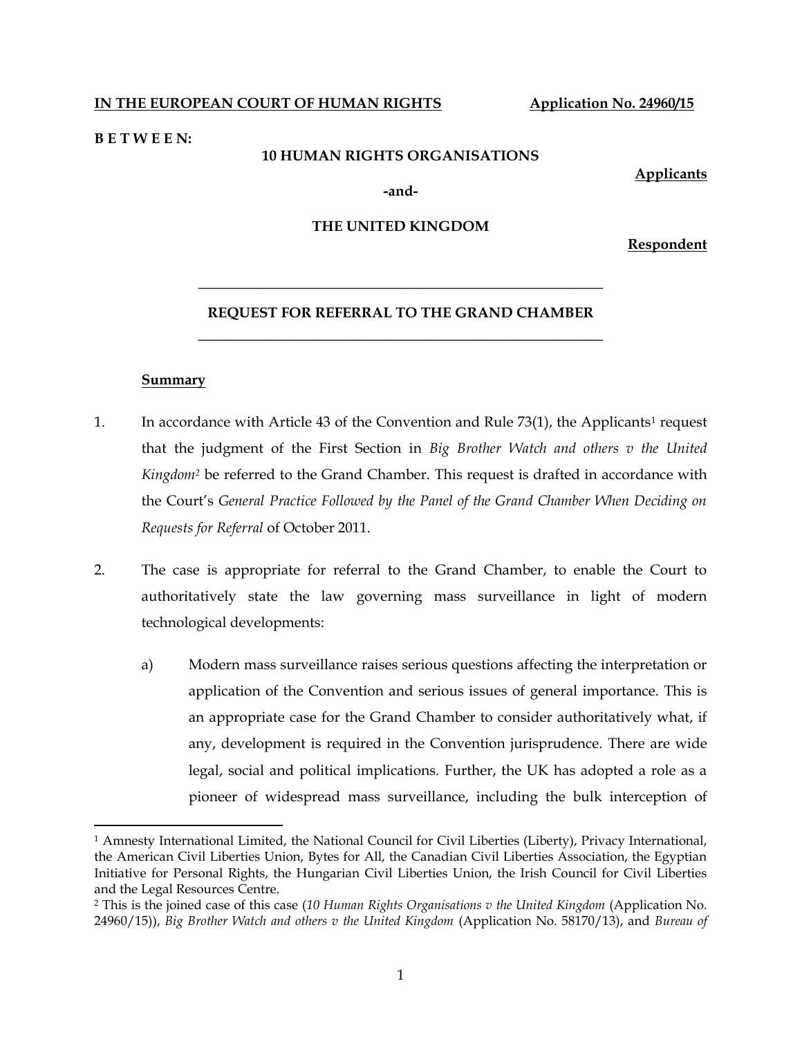**IN THE EUROPEAN COURT OF HUMAN RIGHTS** **Application No. 24960/15**

**B E T W E E N:**

**10 HUMAN RIGHTS ORGANISATIONS**

**Applicants**

**-and-**

**THE UNITED KINGDOM**

**Respondent**

---

**REQUEST FOR REFERRAL TO THE GRAND CHAMBER**

---

**Summary**

1. In accordance with Article 43 of the Convention and Rule 73(1), the Applicants[1] request that the judgment of the First Section in *Big Brother Watch and others v the United Kingdom*[2] be referred to the Grand Chamber. This request is drafted in accordance with the Court's *General Practice Followed by the Panel of the Grand Chamber When Deciding on Requests for Referral* of October 2011.

2. The case is appropriate for referral to the Grand Chamber, to enable the Court to authoritatively state the law governing mass surveillance in light of modern technological developments:

   a) Modern mass surveillance raises serious questions affecting the interpretation or application of the Convention and serious issues of general importance. This is an appropriate case for the Grand Chamber to consider authoritatively what, if any, development is required in the Convention jurisprudence. There are wide legal, social and political implications. Further, the UK has adopted a role as a pioneer of widespread mass surveillance, including the bulk interception of

---

[1] Amnesty International Limited, the National Council for Civil Liberties (Liberty), Privacy International, the American Civil Liberties Union, Bytes for All, the Canadian Civil Liberties Association, the Egyptian Initiative for Personal Rights, the Hungarian Civil Liberties Union, the Irish Council for Civil Liberties and the Legal Resources Centre.

[2] This is the joined case of this case (*10 Human Rights Organisations v the United Kingdom* (Application No. 24960/15)), *Big Brother Watch and others v the United Kingdom* (Application No. 58170/13), and *Bureau of*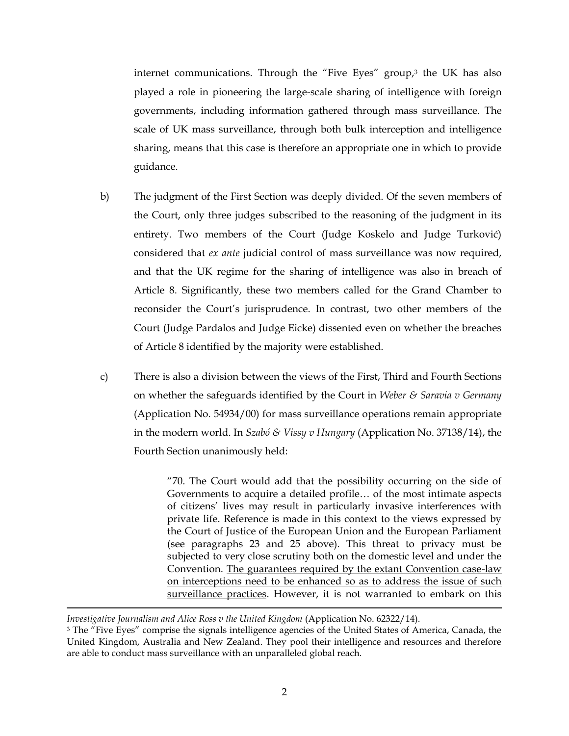internet communications. Through the "Five Eyes" group,[3] the UK has also played a role in pioneering the large-scale sharing of intelligence with foreign governments, including information gathered through mass surveillance. The scale of UK mass surveillance, through both bulk interception and intelligence sharing, means that this case is therefore an appropriate one in which to provide guidance.

b) The judgment of the First Section was deeply divided. Of the seven members of the Court, only three judges subscribed to the reasoning of the judgment in its entirety. Two members of the Court (Judge Koskelo and Judge Turković) considered that *ex ante* judicial control of mass surveillance was now required, and that the UK regime for the sharing of intelligence was also in breach of Article 8. Significantly, these two members called for the Grand Chamber to reconsider the Court's jurisprudence. In contrast, two other members of the Court (Judge Pardalos and Judge Eicke) dissented even on whether the breaches of Article 8 identified by the majority were established.

c) There is also a division between the views of the First, Third and Fourth Sections on whether the safeguards identified by the Court in *Weber & Saravia v Germany* (Application No. 54934/00) for mass surveillance operations remain appropriate in the modern world. In *Szabó & Vissy v Hungary* (Application No. 37138/14), the Fourth Section unanimously held:

> "70. The Court would add that the possibility occurring on the side of Governments to acquire a detailed profile… of the most intimate aspects of citizens' lives may result in particularly invasive interferences with private life. Reference is made in this context to the views expressed by the Court of Justice of the European Union and the European Parliament (see paragraphs 23 and 25 above). This threat to privacy must be subjected to very close scrutiny both on the domestic level and under the Convention. <u>The guarantees required by the extant Convention case-law on interceptions need to be enhanced so as to address the issue of such surveillance practices</u>. However, it is not warranted to embark on this

---

*Investigative Journalism and Alice Ross v the United Kingdom* (Application No. 62322/14).

[3] The "Five Eyes" comprise the signals intelligence agencies of the United States of America, Canada, the United Kingdom, Australia and New Zealand. They pool their intelligence and resources and therefore are able to conduct mass surveillance with an unparalleled global reach.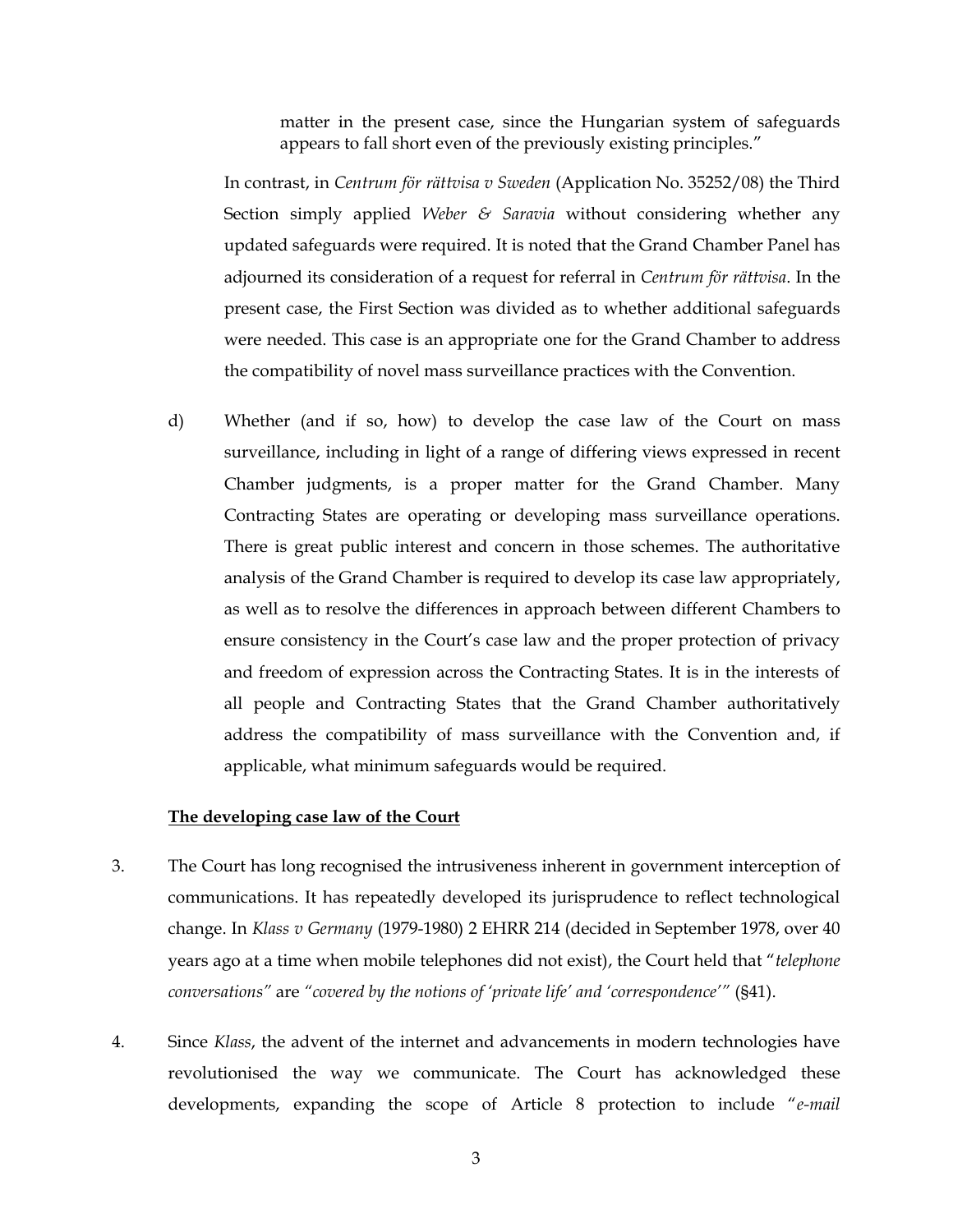matter in the present case, since the Hungarian system of safeguards appears to fall short even of the previously existing principles."

In contrast, in *Centrum för rättvisa v Sweden* (Application No. 35252/08) the Third Section simply applied *Weber & Saravia* without considering whether any updated safeguards were required. It is noted that the Grand Chamber Panel has adjourned its consideration of a request for referral in *Centrum för rättvisa*. In the present case, the First Section was divided as to whether additional safeguards were needed. This case is an appropriate one for the Grand Chamber to address the compatibility of novel mass surveillance practices with the Convention.

d) Whether (and if so, how) to develop the case law of the Court on mass surveillance, including in light of a range of differing views expressed in recent Chamber judgments, is a proper matter for the Grand Chamber. Many Contracting States are operating or developing mass surveillance operations. There is great public interest and concern in those schemes. The authoritative analysis of the Grand Chamber is required to develop its case law appropriately, as well as to resolve the differences in approach between different Chambers to ensure consistency in the Court's case law and the proper protection of privacy and freedom of expression across the Contracting States. It is in the interests of all people and Contracting States that the Grand Chamber authoritatively address the compatibility of mass surveillance with the Convention and, if applicable, what minimum safeguards would be required.

**The developing case law of the Court**

3. The Court has long recognised the intrusiveness inherent in government interception of communications. It has repeatedly developed its jurisprudence to reflect technological change. In *Klass v Germany* (1979-1980) 2 EHRR 214 (decided in September 1978, over 40 years ago at a time when mobile telephones did not exist), the Court held that "*telephone conversations*" are "*covered by the notions of 'private life' and 'correspondence'*" (§41).

4. Since *Klass*, the advent of the internet and advancements in modern technologies have revolutionised the way we communicate. The Court has acknowledged these developments, expanding the scope of Article 8 protection to include "*e-mail*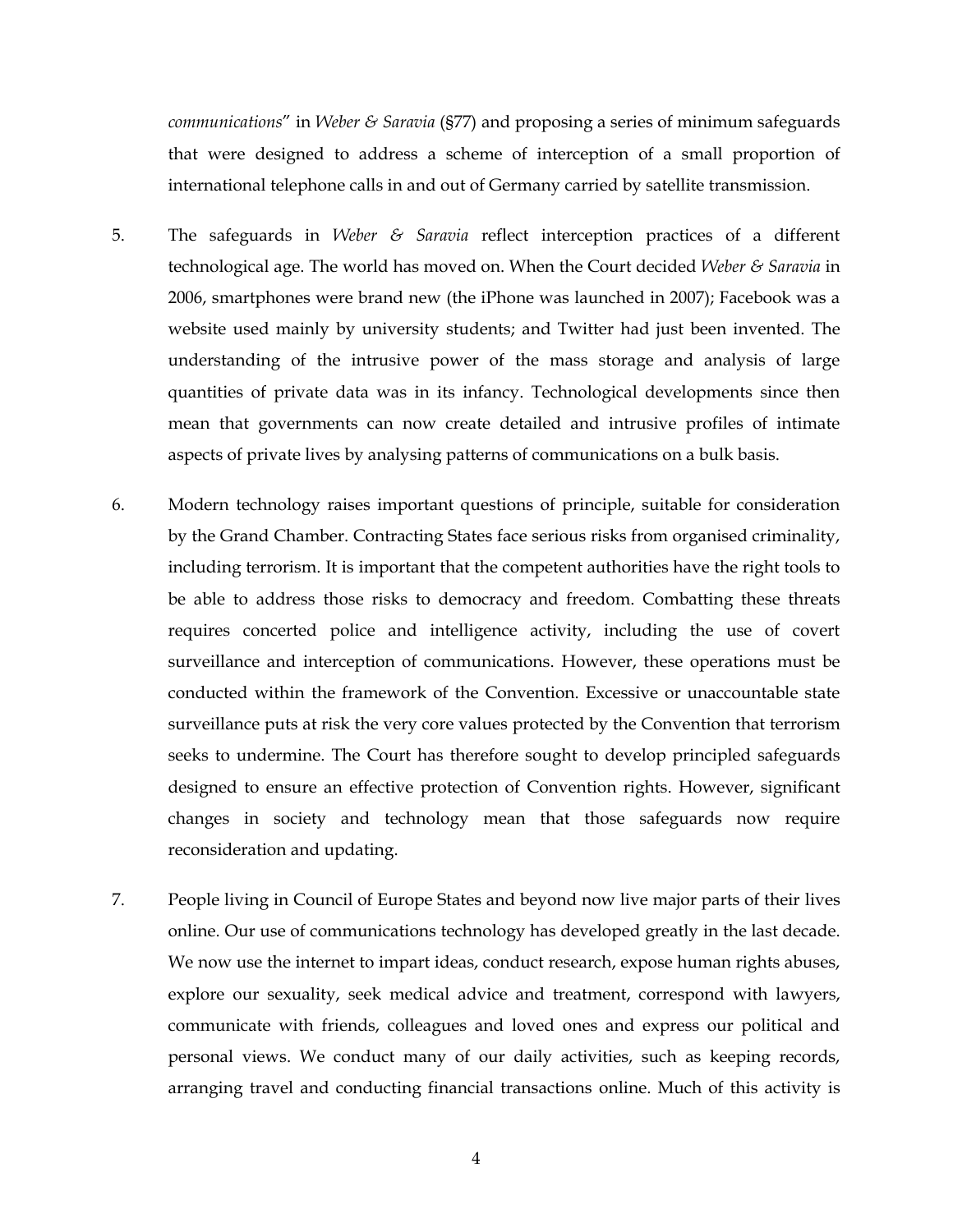*communications*" in *Weber & Saravia* (§77) and proposing a series of minimum safeguards that were designed to address a scheme of interception of a small proportion of international telephone calls in and out of Germany carried by satellite transmission.

5. The safeguards in *Weber & Saravia* reflect interception practices of a different technological age. The world has moved on. When the Court decided *Weber & Saravia* in 2006, smartphones were brand new (the iPhone was launched in 2007); Facebook was a website used mainly by university students; and Twitter had just been invented. The understanding of the intrusive power of the mass storage and analysis of large quantities of private data was in its infancy. Technological developments since then mean that governments can now create detailed and intrusive profiles of intimate aspects of private lives by analysing patterns of communications on a bulk basis.

6. Modern technology raises important questions of principle, suitable for consideration by the Grand Chamber. Contracting States face serious risks from organised criminality, including terrorism. It is important that the competent authorities have the right tools to be able to address those risks to democracy and freedom. Combatting these threats requires concerted police and intelligence activity, including the use of covert surveillance and interception of communications. However, these operations must be conducted within the framework of the Convention. Excessive or unaccountable state surveillance puts at risk the very core values protected by the Convention that terrorism seeks to undermine. The Court has therefore sought to develop principled safeguards designed to ensure an effective protection of Convention rights. However, significant changes in society and technology mean that those safeguards now require reconsideration and updating.

7. People living in Council of Europe States and beyond now live major parts of their lives online. Our use of communications technology has developed greatly in the last decade. We now use the internet to impart ideas, conduct research, expose human rights abuses, explore our sexuality, seek medical advice and treatment, correspond with lawyers, communicate with friends, colleagues and loved ones and express our political and personal views. We conduct many of our daily activities, such as keeping records, arranging travel and conducting financial transactions online. Much of this activity is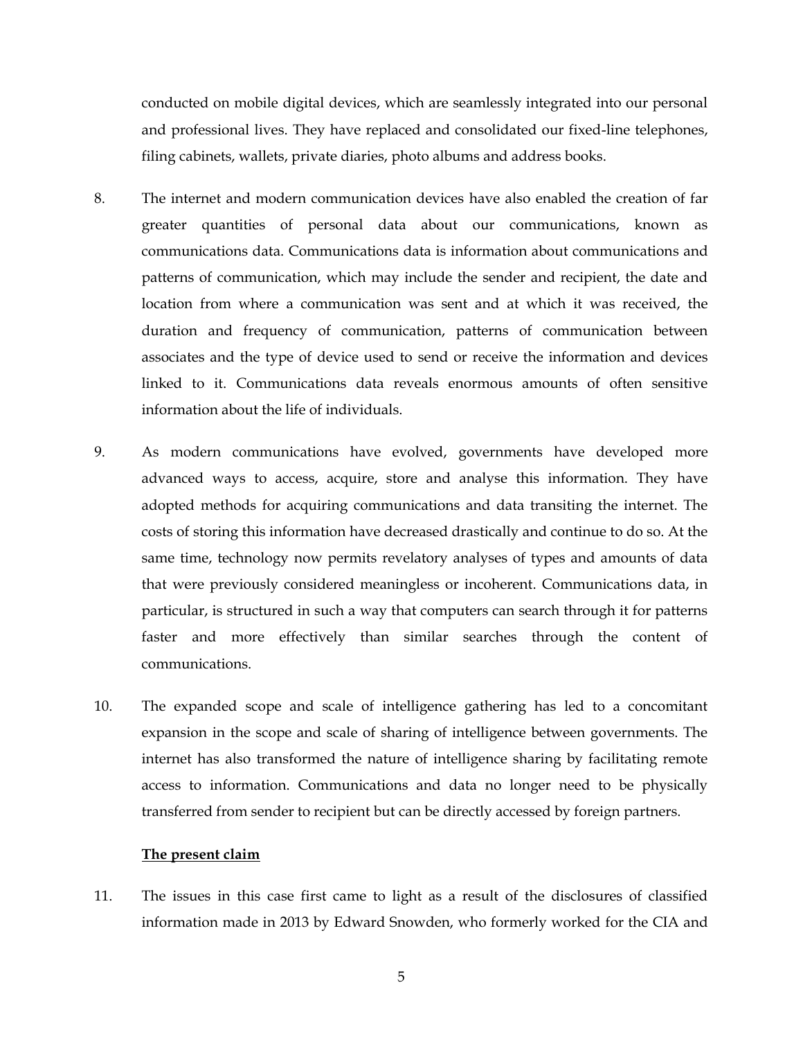conducted on mobile digital devices, which are seamlessly integrated into our personal and professional lives. They have replaced and consolidated our fixed-line telephones, filing cabinets, wallets, private diaries, photo albums and address books.

8. The internet and modern communication devices have also enabled the creation of far greater quantities of personal data about our communications, known as communications data. Communications data is information about communications and patterns of communication, which may include the sender and recipient, the date and location from where a communication was sent and at which it was received, the duration and frequency of communication, patterns of communication between associates and the type of device used to send or receive the information and devices linked to it. Communications data reveals enormous amounts of often sensitive information about the life of individuals.

9. As modern communications have evolved, governments have developed more advanced ways to access, acquire, store and analyse this information. They have adopted methods for acquiring communications and data transiting the internet. The costs of storing this information have decreased drastically and continue to do so. At the same time, technology now permits revelatory analyses of types and amounts of data that were previously considered meaningless or incoherent. Communications data, in particular, is structured in such a way that computers can search through it for patterns faster and more effectively than similar searches through the content of communications.

10. The expanded scope and scale of intelligence gathering has led to a concomitant expansion in the scope and scale of sharing of intelligence between governments. The internet has also transformed the nature of intelligence sharing by facilitating remote access to information. Communications and data no longer need to be physically transferred from sender to recipient but can be directly accessed by foreign partners.

**The present claim**

11. The issues in this case first came to light as a result of the disclosures of classified information made in 2013 by Edward Snowden, who formerly worked for the CIA and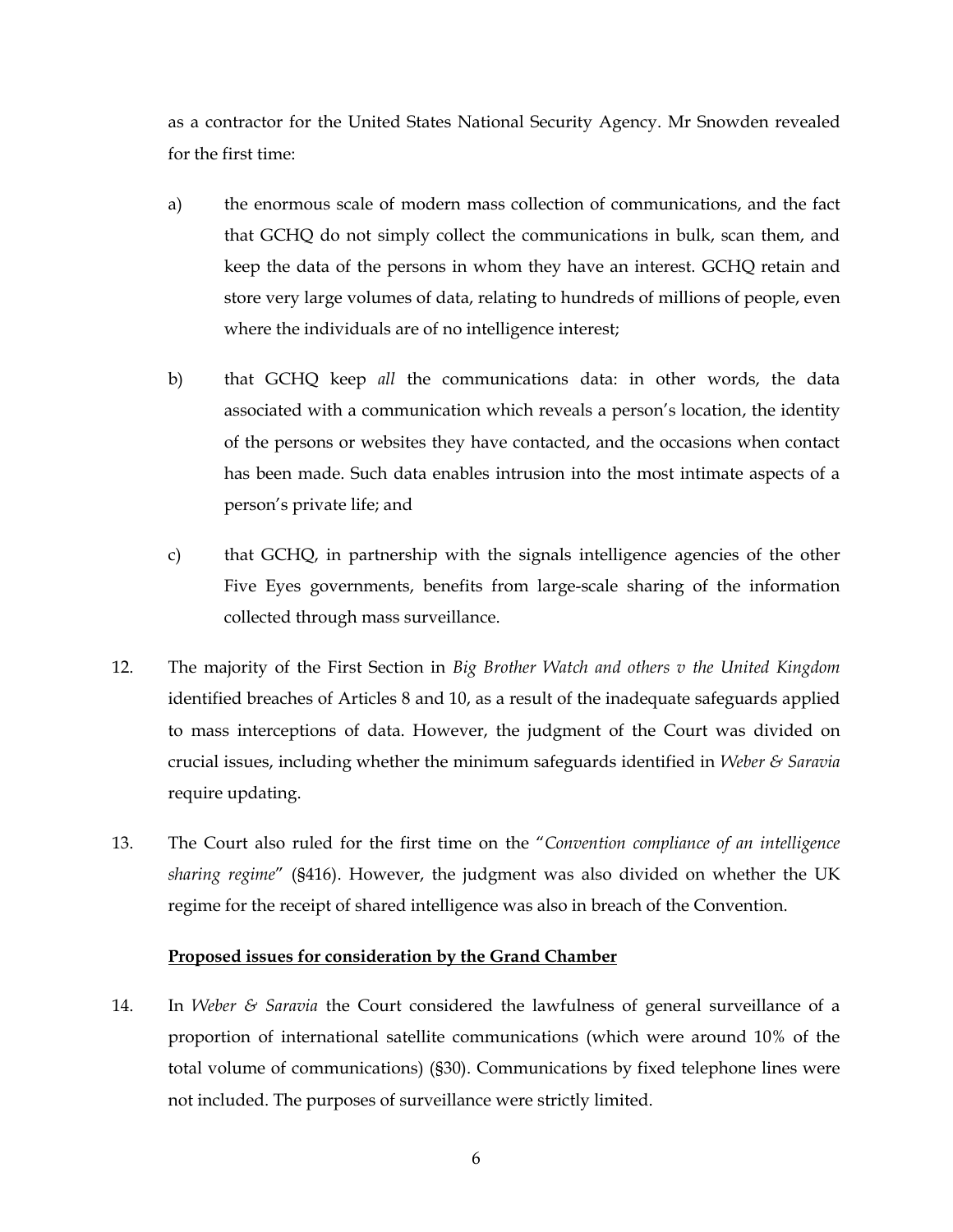as a contractor for the United States National Security Agency. Mr Snowden revealed for the first time:

a) the enormous scale of modern mass collection of communications, and the fact that GCHQ do not simply collect the communications in bulk, scan them, and keep the data of the persons in whom they have an interest. GCHQ retain and store very large volumes of data, relating to hundreds of millions of people, even where the individuals are of no intelligence interest;

b) that GCHQ keep *all* the communications data: in other words, the data associated with a communication which reveals a person's location, the identity of the persons or websites they have contacted, and the occasions when contact has been made. Such data enables intrusion into the most intimate aspects of a person's private life; and

c) that GCHQ, in partnership with the signals intelligence agencies of the other Five Eyes governments, benefits from large-scale sharing of the information collected through mass surveillance.

12. The majority of the First Section in *Big Brother Watch and others v the United Kingdom* identified breaches of Articles 8 and 10, as a result of the inadequate safeguards applied to mass interceptions of data. However, the judgment of the Court was divided on crucial issues, including whether the minimum safeguards identified in *Weber & Saravia* require updating.

13. The Court also ruled for the first time on the "*Convention compliance of an intelligence sharing regime*" (§416). However, the judgment was also divided on whether the UK regime for the receipt of shared intelligence was also in breach of the Convention.

**<u>Proposed issues for consideration by the Grand Chamber</u>**

14. In *Weber & Saravia* the Court considered the lawfulness of general surveillance of a proportion of international satellite communications (which were around 10% of the total volume of communications) (§30). Communications by fixed telephone lines were not included. The purposes of surveillance were strictly limited.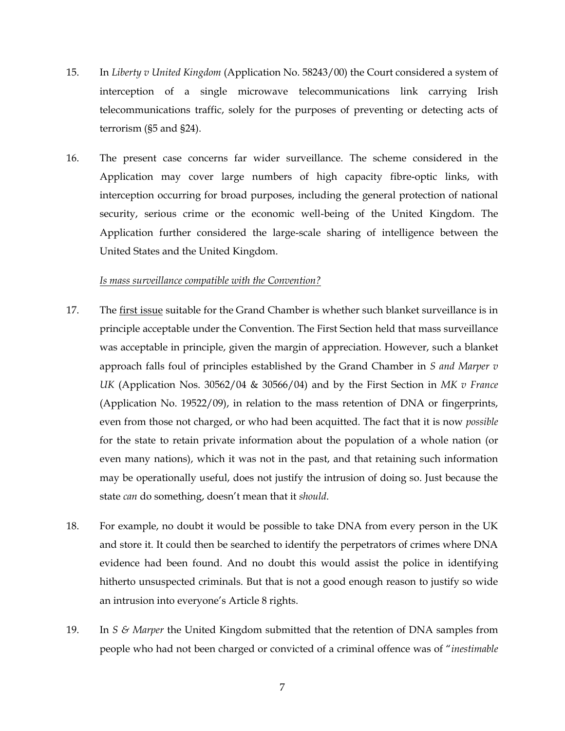15. In *Liberty v United Kingdom* (Application No. 58243/00) the Court considered a system of interception of a single microwave telecommunications link carrying Irish telecommunications traffic, solely for the purposes of preventing or detecting acts of terrorism (§5 and §24).

16. The present case concerns far wider surveillance. The scheme considered in the Application may cover large numbers of high capacity fibre-optic links, with interception occurring for broad purposes, including the general protection of national security, serious crime or the economic well-being of the United Kingdom. The Application further considered the large-scale sharing of intelligence between the United States and the United Kingdom.

*Is mass surveillance compatible with the Convention?*

17. The first issue suitable for the Grand Chamber is whether such blanket surveillance is in principle acceptable under the Convention. The First Section held that mass surveillance was acceptable in principle, given the margin of appreciation. However, such a blanket approach falls foul of principles established by the Grand Chamber in *S and Marper v UK* (Application Nos. 30562/04 & 30566/04) and by the First Section in *MK v France* (Application No. 19522/09), in relation to the mass retention of DNA or fingerprints, even from those not charged, or who had been acquitted. The fact that it is now *possible* for the state to retain private information about the population of a whole nation (or even many nations), which it was not in the past, and that retaining such information may be operationally useful, does not justify the intrusion of doing so. Just because the state *can* do something, doesn't mean that it *should*.

18. For example, no doubt it would be possible to take DNA from every person in the UK and store it. It could then be searched to identify the perpetrators of crimes where DNA evidence had been found. And no doubt this would assist the police in identifying hitherto unsuspected criminals. But that is not a good enough reason to justify so wide an intrusion into everyone's Article 8 rights.

19. In *S & Marper* the United Kingdom submitted that the retention of DNA samples from people who had not been charged or convicted of a criminal offence was of "*inestimable*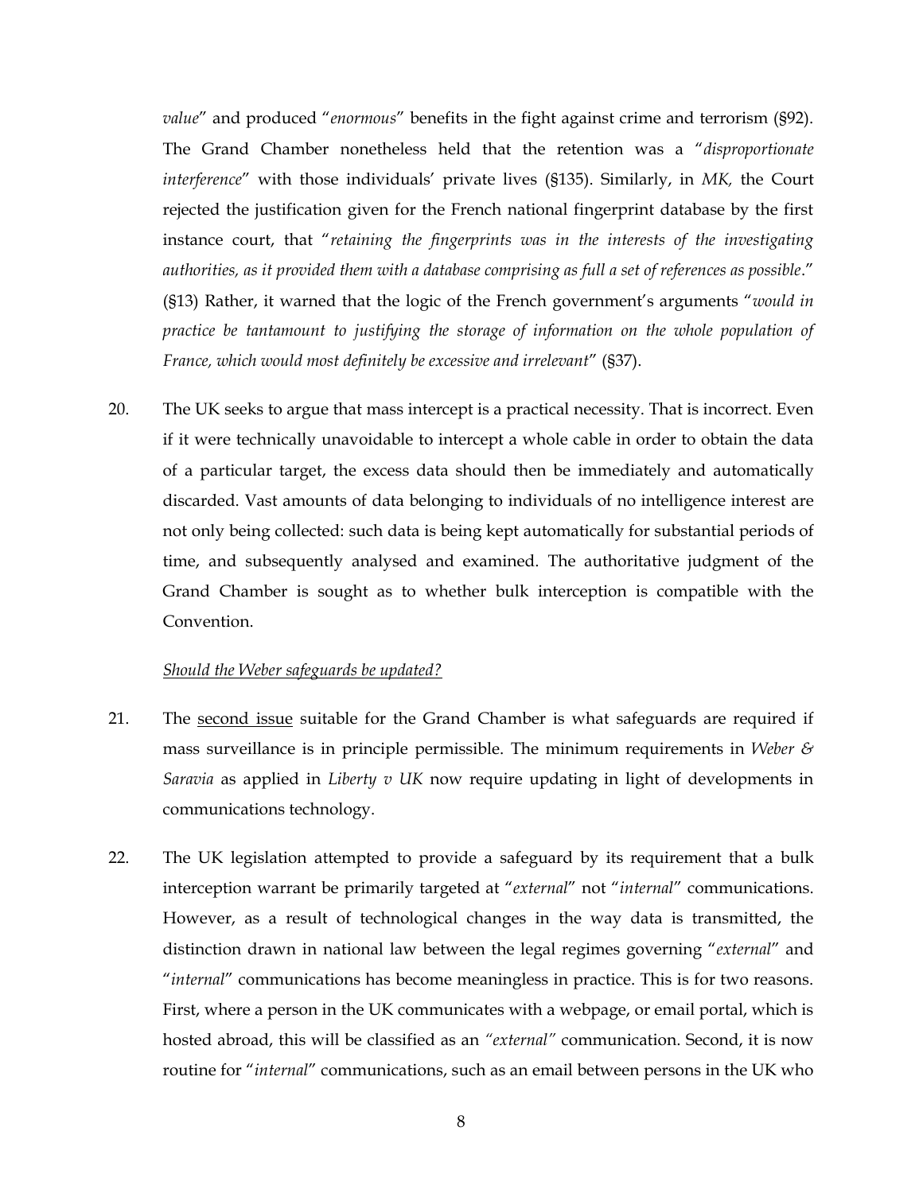*value*" and produced "*enormous*" benefits in the fight against crime and terrorism (§92). The Grand Chamber nonetheless held that the retention was a "*disproportionate interference*" with those individuals' private lives (§135). Similarly, in *MK,* the Court rejected the justification given for the French national fingerprint database by the first instance court, that "*retaining the fingerprints was in the interests of the investigating authorities, as it provided them with a database comprising as full a set of references as possible*." (§13) Rather, it warned that the logic of the French government's arguments "*would in practice be tantamount to justifying the storage of information on the whole population of France, which would most definitely be excessive and irrelevant*" (§37).

20. The UK seeks to argue that mass intercept is a practical necessity. That is incorrect. Even if it were technically unavoidable to intercept a whole cable in order to obtain the data of a particular target, the excess data should then be immediately and automatically discarded. Vast amounts of data belonging to individuals of no intelligence interest are not only being collected: such data is being kept automatically for substantial periods of time, and subsequently analysed and examined. The authoritative judgment of the Grand Chamber is sought as to whether bulk interception is compatible with the Convention.

<u>*Should the Weber safeguards be updated?*</u>

21. The <u>second issue</u> suitable for the Grand Chamber is what safeguards are required if mass surveillance is in principle permissible. The minimum requirements in *Weber & Saravia* as applied in *Liberty v UK* now require updating in light of developments in communications technology.

22. The UK legislation attempted to provide a safeguard by its requirement that a bulk interception warrant be primarily targeted at "*external*" not "*internal*" communications. However, as a result of technological changes in the way data is transmitted, the distinction drawn in national law between the legal regimes governing "*external*" and "*internal*" communications has become meaningless in practice. This is for two reasons. First, where a person in the UK communicates with a webpage, or email portal, which is hosted abroad, this will be classified as an *"external"* communication. Second, it is now routine for "*internal*" communications, such as an email between persons in the UK who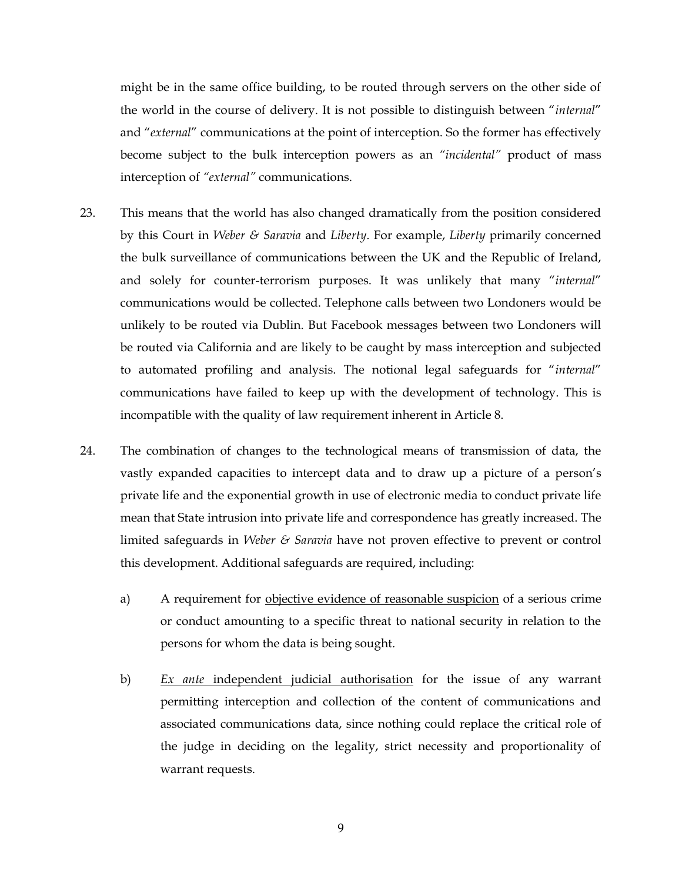might be in the same office building, to be routed through servers on the other side of the world in the course of delivery. It is not possible to distinguish between "*internal*" and "*external*" communications at the point of interception. So the former has effectively become subject to the bulk interception powers as an *"incidental"* product of mass interception of *"external"* communications.

23. This means that the world has also changed dramatically from the position considered by this Court in *Weber & Saravia* and *Liberty*. For example, *Liberty* primarily concerned the bulk surveillance of communications between the UK and the Republic of Ireland, and solely for counter-terrorism purposes. It was unlikely that many "*internal*" communications would be collected. Telephone calls between two Londoners would be unlikely to be routed via Dublin. But Facebook messages between two Londoners will be routed via California and are likely to be caught by mass interception and subjected to automated profiling and analysis. The notional legal safeguards for "*internal*" communications have failed to keep up with the development of technology. This is incompatible with the quality of law requirement inherent in Article 8.

24. The combination of changes to the technological means of transmission of data, the vastly expanded capacities to intercept data and to draw up a picture of a person's private life and the exponential growth in use of electronic media to conduct private life mean that State intrusion into private life and correspondence has greatly increased. The limited safeguards in *Weber & Saravia* have not proven effective to prevent or control this development. Additional safeguards are required, including:

    a) A requirement for <u>objective evidence of reasonable suspicion</u> of a serious crime or conduct amounting to a specific threat to national security in relation to the persons for whom the data is being sought.

    b) <u>*Ex ante* independent judicial authorisation</u> for the issue of any warrant permitting interception and collection of the content of communications and associated communications data, since nothing could replace the critical role of the judge in deciding on the legality, strict necessity and proportionality of warrant requests.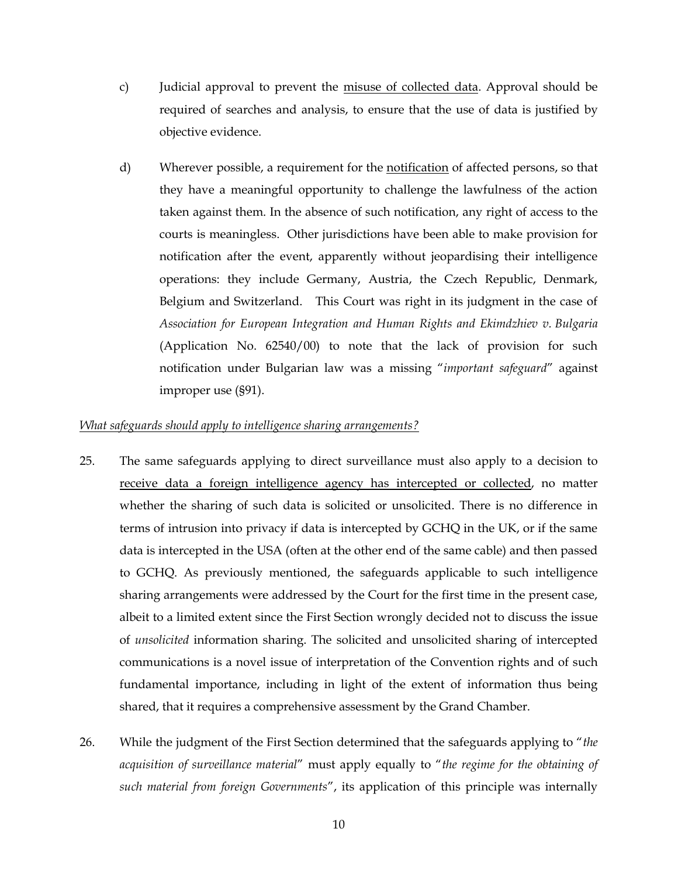c) Judicial approval to prevent the <u>misuse of collected data</u>. Approval should be required of searches and analysis, to ensure that the use of data is justified by objective evidence.

d) Wherever possible, a requirement for the <u>notification</u> of affected persons, so that they have a meaningful opportunity to challenge the lawfulness of the action taken against them. In the absence of such notification, any right of access to the courts is meaningless. Other jurisdictions have been able to make provision for notification after the event, apparently without jeopardising their intelligence operations: they include Germany, Austria, the Czech Republic, Denmark, Belgium and Switzerland. This Court was right in its judgment in the case of *Association for European Integration and Human Rights and Ekimdzhiev v. Bulgaria* (Application No. 62540/00) to note that the lack of provision for such notification under Bulgarian law was a missing "*important safeguard*" against improper use (§91).

*<u>What safeguards should apply to intelligence sharing arrangements?</u>*

25. The same safeguards applying to direct surveillance must also apply to a decision to <u>receive data a foreign intelligence agency has intercepted or collected</u>, no matter whether the sharing of such data is solicited or unsolicited. There is no difference in terms of intrusion into privacy if data is intercepted by GCHQ in the UK, or if the same data is intercepted in the USA (often at the other end of the same cable) and then passed to GCHQ. As previously mentioned, the safeguards applicable to such intelligence sharing arrangements were addressed by the Court for the first time in the present case, albeit to a limited extent since the First Section wrongly decided not to discuss the issue of *unsolicited* information sharing. The solicited and unsolicited sharing of intercepted communications is a novel issue of interpretation of the Convention rights and of such fundamental importance, including in light of the extent of information thus being shared, that it requires a comprehensive assessment by the Grand Chamber.

26. While the judgment of the First Section determined that the safeguards applying to "*the acquisition of surveillance material*" must apply equally to "*the regime for the obtaining of such material from foreign Governments*", its application of this principle was internally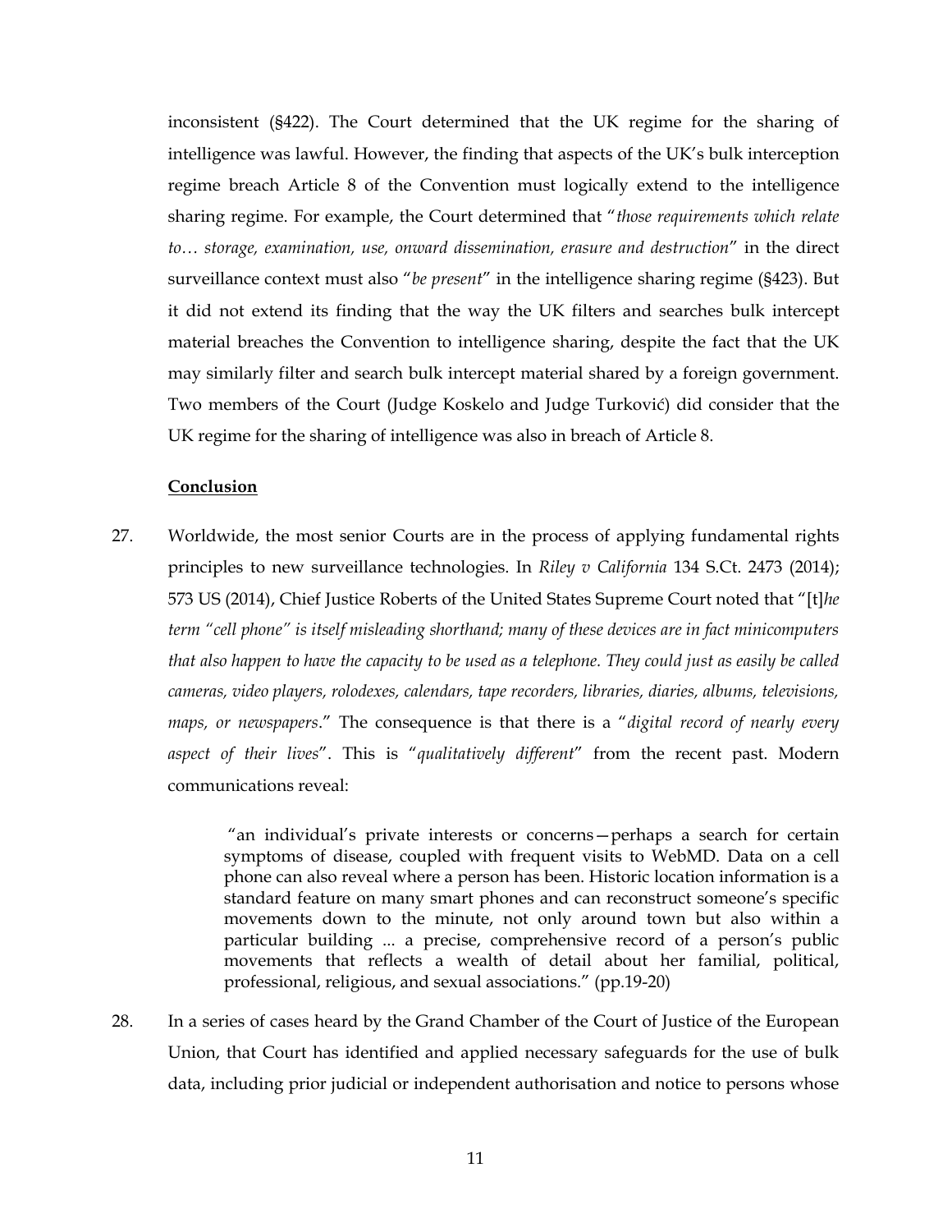inconsistent (§422). The Court determined that the UK regime for the sharing of intelligence was lawful. However, the finding that aspects of the UK's bulk interception regime breach Article 8 of the Convention must logically extend to the intelligence sharing regime. For example, the Court determined that "*those requirements which relate to… storage, examination, use, onward dissemination, erasure and destruction*" in the direct surveillance context must also "*be present*" in the intelligence sharing regime (§423). But it did not extend its finding that the way the UK filters and searches bulk intercept material breaches the Convention to intelligence sharing, despite the fact that the UK may similarly filter and search bulk intercept material shared by a foreign government. Two members of the Court (Judge Koskelo and Judge Turković) did consider that the UK regime for the sharing of intelligence was also in breach of Article 8.

**Conclusion**

27. Worldwide, the most senior Courts are in the process of applying fundamental rights principles to new surveillance technologies. In *Riley v California* 134 S.Ct. 2473 (2014); 573 US (2014), Chief Justice Roberts of the United States Supreme Court noted that "[t]*he term "cell phone" is itself misleading shorthand; many of these devices are in fact minicomputers that also happen to have the capacity to be used as a telephone. They could just as easily be called cameras, video players, rolodexes, calendars, tape recorders, libraries, diaries, albums, televisions, maps, or newspapers*." The consequence is that there is a "*digital record of nearly every aspect of their lives*". This is "*qualitatively different*" from the recent past. Modern communications reveal:

> "an individual's private interests or concerns—perhaps a search for certain symptoms of disease, coupled with frequent visits to WebMD. Data on a cell phone can also reveal where a person has been. Historic location information is a standard feature on many smart phones and can reconstruct someone's specific movements down to the minute, not only around town but also within a particular building ... a precise, comprehensive record of a person's public movements that reflects a wealth of detail about her familial, political, professional, religious, and sexual associations." (pp.19-20)

28. In a series of cases heard by the Grand Chamber of the Court of Justice of the European Union, that Court has identified and applied necessary safeguards for the use of bulk data, including prior judicial or independent authorisation and notice to persons whose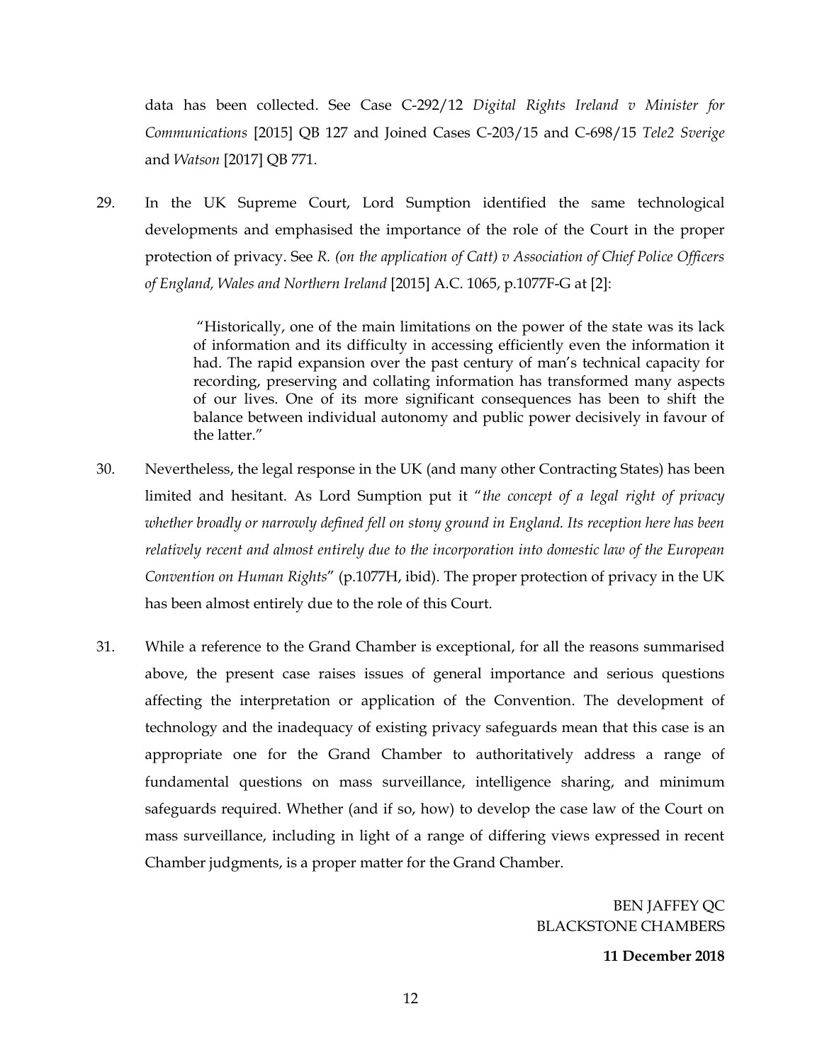data has been collected. See Case C-292/12 *Digital Rights Ireland v Minister for Communications* [2015] QB 127 and Joined Cases C-203/15 and C-698/15 *Tele2 Sverige* and *Watson* [2017] QB 771.

29. In the UK Supreme Court, Lord Sumption identified the same technological developments and emphasised the importance of the role of the Court in the proper protection of privacy. See *R. (on the application of Catt) v Association of Chief Police Officers of England, Wales and Northern Ireland* [2015] A.C. 1065, p.1077F-G at [2]:

> "Historically, one of the main limitations on the power of the state was its lack of information and its difficulty in accessing efficiently even the information it had. The rapid expansion over the past century of man's technical capacity for recording, preserving and collating information has transformed many aspects of our lives. One of its more significant consequences has been to shift the balance between individual autonomy and public power decisively in favour of the latter."

30. Nevertheless, the legal response in the UK (and many other Contracting States) has been limited and hesitant. As Lord Sumption put it "*the concept of a legal right of privacy whether broadly or narrowly defined fell on stony ground in England. Its reception here has been relatively recent and almost entirely due to the incorporation into domestic law of the European Convention on Human Rights*" (p.1077H, ibid). The proper protection of privacy in the UK has been almost entirely due to the role of this Court.

31. While a reference to the Grand Chamber is exceptional, for all the reasons summarised above, the present case raises issues of general importance and serious questions affecting the interpretation or application of the Convention. The development of technology and the inadequacy of existing privacy safeguards mean that this case is an appropriate one for the Grand Chamber to authoritatively address a range of fundamental questions on mass surveillance, intelligence sharing, and minimum safeguards required. Whether (and if so, how) to develop the case law of the Court on mass surveillance, including in light of a range of differing views expressed in recent Chamber judgments, is a proper matter for the Grand Chamber.

BEN JAFFEY QC
BLACKSTONE CHAMBERS

**11 December 2018**